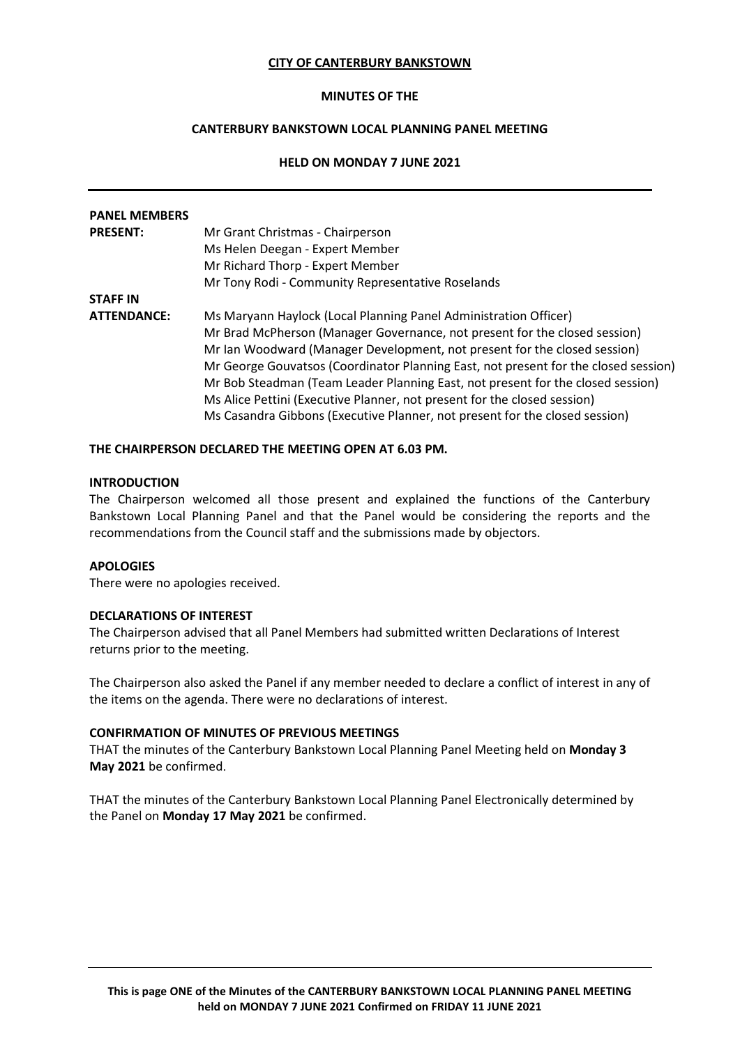**CITY OF CANTERBURY BANKSTOWN**

**MINUTES OF THE**

**CANTERBURY BANKSTOWN LOCAL PLANNING PANEL MEETING**

**HELD ON MONDAY 7 JUNE 2021**

**PANEL MEMBERS PRESENT:**

Mr Grant Christmas - Chairperson
Ms Helen Deegan - Expert Member
Mr Richard Thorp - Expert Member
Mr Tony Rodi - Community Representative Roselands

**STAFF IN ATTENDANCE:**

Ms Maryann Haylock (Local Planning Panel Administration Officer)
Mr Brad McPherson (Manager Governance, not present for the closed session)
Mr Ian Woodward (Manager Development, not present for the closed session)
Mr George Gouvatsos (Coordinator Planning East, not present for the closed session)
Mr Bob Steadman (Team Leader Planning East, not present for the closed session)
Ms Alice Pettini (Executive Planner, not present for the closed session)
Ms Casandra Gibbons (Executive Planner, not present for the closed session)

**THE CHAIRPERSON DECLARED THE MEETING OPEN AT 6.03 PM.**

**INTRODUCTION**

The Chairperson welcomed all those present and explained the functions of the Canterbury Bankstown Local Planning Panel and that the Panel would be considering the reports and the recommendations from the Council staff and the submissions made by objectors.

**APOLOGIES**

There were no apologies received.

**DECLARATIONS OF INTEREST**

The Chairperson advised that all Panel Members had submitted written Declarations of Interest returns prior to the meeting.

The Chairperson also asked the Panel if any member needed to declare a conflict of interest in any of the items on the agenda. There were no declarations of interest.

**CONFIRMATION OF MINUTES OF PREVIOUS MEETINGS**

THAT the minutes of the Canterbury Bankstown Local Planning Panel Meeting held on **Monday 3 May 2021** be confirmed.

THAT the minutes of the Canterbury Bankstown Local Planning Panel Electronically determined by the Panel on **Monday 17 May 2021** be confirmed.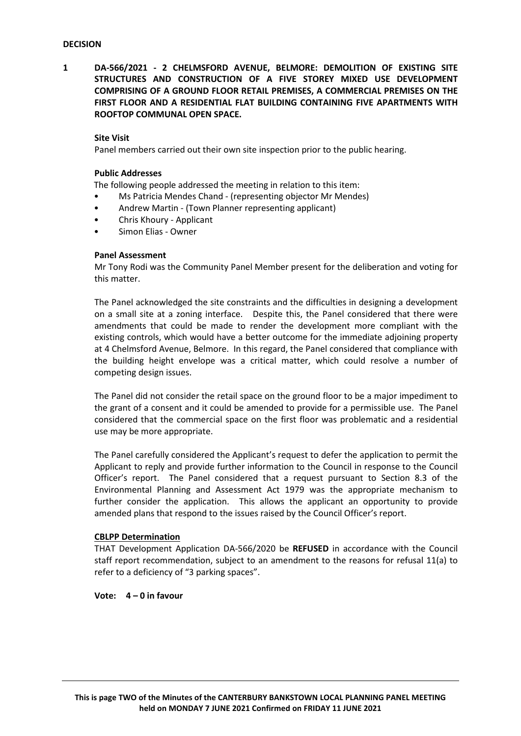**DECISION**

**1 DA-566/2021 - 2 CHELMSFORD AVENUE, BELMORE: DEMOLITION OF EXISTING SITE STRUCTURES AND CONSTRUCTION OF A FIVE STOREY MIXED USE DEVELOPMENT COMPRISING OF A GROUND FLOOR RETAIL PREMISES, A COMMERCIAL PREMISES ON THE FIRST FLOOR AND A RESIDENTIAL FLAT BUILDING CONTAINING FIVE APARTMENTS WITH ROOFTOP COMMUNAL OPEN SPACE.**

**Site Visit**

Panel members carried out their own site inspection prior to the public hearing.

**Public Addresses**

The following people addressed the meeting in relation to this item:

- Ms Patricia Mendes Chand - (representing objector Mr Mendes)
- Andrew Martin - (Town Planner representing applicant)
- Chris Khoury - Applicant
- Simon Elias - Owner

**Panel Assessment**

Mr Tony Rodi was the Community Panel Member present for the deliberation and voting for this matter.

The Panel acknowledged the site constraints and the difficulties in designing a development on a small site at a zoning interface. Despite this, the Panel considered that there were amendments that could be made to render the development more compliant with the existing controls, which would have a better outcome for the immediate adjoining property at 4 Chelmsford Avenue, Belmore. In this regard, the Panel considered that compliance with the building height envelope was a critical matter, which could resolve a number of competing design issues.

The Panel did not consider the retail space on the ground floor to be a major impediment to the grant of a consent and it could be amended to provide for a permissible use. The Panel considered that the commercial space on the first floor was problematic and a residential use may be more appropriate.

The Panel carefully considered the Applicant's request to defer the application to permit the Applicant to reply and provide further information to the Council in response to the Council Officer's report. The Panel considered that a request pursuant to Section 8.3 of the Environmental Planning and Assessment Act 1979 was the appropriate mechanism to further consider the application. This allows the applicant an opportunity to provide amended plans that respond to the issues raised by the Council Officer's report.

**CBLPP Determination**

THAT Development Application DA-566/2020 be **REFUSED** in accordance with the Council staff report recommendation, subject to an amendment to the reasons for refusal 11(a) to refer to a deficiency of "3 parking spaces".

**Vote: 4 – 0 in favour**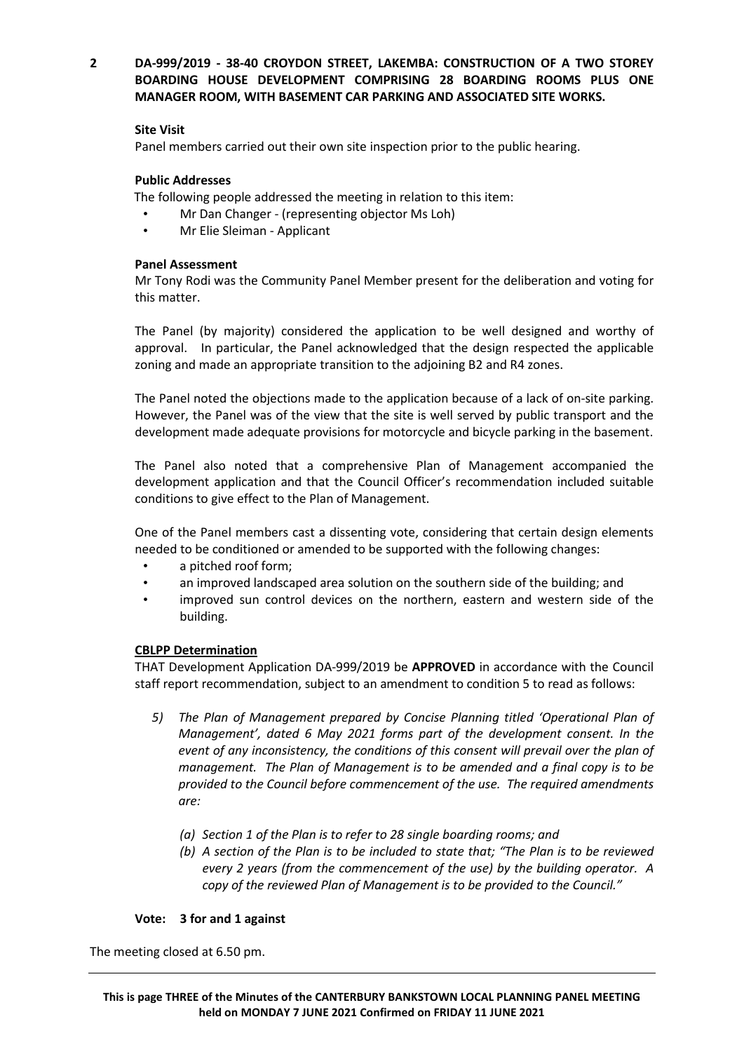## 2 DA-999/2019 - 38-40 CROYDON STREET, LAKEMBA: CONSTRUCTION OF A TWO STOREY BOARDING HOUSE DEVELOPMENT COMPRISING 28 BOARDING ROOMS PLUS ONE MANAGER ROOM, WITH BASEMENT CAR PARKING AND ASSOCIATED SITE WORKS.

**Site Visit**

Panel members carried out their own site inspection prior to the public hearing.

**Public Addresses**

The following people addressed the meeting in relation to this item:

- Mr Dan Changer - (representing objector Ms Loh)
- Mr Elie Sleiman - Applicant

**Panel Assessment**

Mr Tony Rodi was the Community Panel Member present for the deliberation and voting for this matter.

The Panel (by majority) considered the application to be well designed and worthy of approval. In particular, the Panel acknowledged that the design respected the applicable zoning and made an appropriate transition to the adjoining B2 and R4 zones.

The Panel noted the objections made to the application because of a lack of on-site parking. However, the Panel was of the view that the site is well served by public transport and the development made adequate provisions for motorcycle and bicycle parking in the basement.

The Panel also noted that a comprehensive Plan of Management accompanied the development application and that the Council Officer's recommendation included suitable conditions to give effect to the Plan of Management.

One of the Panel members cast a dissenting vote, considering that certain design elements needed to be conditioned or amended to be supported with the following changes:

- a pitched roof form;
- an improved landscaped area solution on the southern side of the building; and
- improved sun control devices on the northern, eastern and western side of the building.

**CBLPP Determination**

THAT Development Application DA-999/2019 be **APPROVED** in accordance with the Council staff report recommendation, subject to an amendment to condition 5 to read as follows:

*5) The Plan of Management prepared by Concise Planning titled 'Operational Plan of Management', dated 6 May 2021 forms part of the development consent. In the event of any inconsistency, the conditions of this consent will prevail over the plan of management. The Plan of Management is to be amended and a final copy is to be provided to the Council before commencement of the use. The required amendments are:*

*(a) Section 1 of the Plan is to refer to 28 single boarding rooms; and*

*(b) A section of the Plan is to be included to state that; "The Plan is to be reviewed every 2 years (from the commencement of the use) by the building operator. A copy of the reviewed Plan of Management is to be provided to the Council."*

**Vote: 3 for and 1 against**

The meeting closed at 6.50 pm.

**This is page THREE of the Minutes of the CANTERBURY BANKSTOWN LOCAL PLANNING PANEL MEETING held on MONDAY 7 JUNE 2021 Confirmed on FRIDAY 11 JUNE 2021**